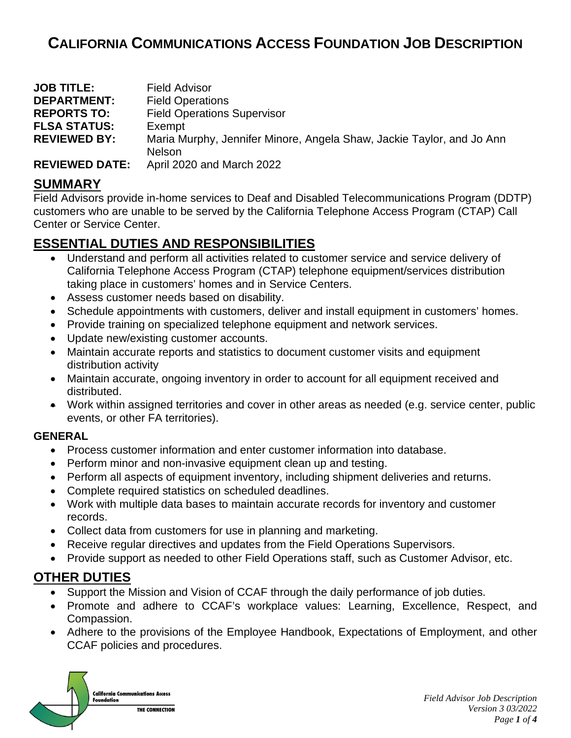# California Communications Access Foundation Job Description

**JOB TITLE:** Field Advisor
**DEPARTMENT:** Field Operations
**REPORTS TO:** Field Operations Supervisor
**FLSA STATUS:** Exempt
**REVIEWED BY:** Maria Murphy, Jennifer Minore, Angela Shaw, Jackie Taylor, and Jo Ann Nelson
**REVIEWED DATE:** April 2020 and March 2022

## SUMMARY

Field Advisors provide in-home services to Deaf and Disabled Telecommunications Program (DDTP) customers who are unable to be served by the California Telephone Access Program (CTAP) Call Center or Service Center.

## ESSENTIAL DUTIES AND RESPONSIBILITIES

- Understand and perform all activities related to customer service and service delivery of California Telephone Access Program (CTAP) telephone equipment/services distribution taking place in customers' homes and in Service Centers.
- Assess customer needs based on disability.
- Schedule appointments with customers, deliver and install equipment in customers' homes.
- Provide training on specialized telephone equipment and network services.
- Update new/existing customer accounts.
- Maintain accurate reports and statistics to document customer visits and equipment distribution activity
- Maintain accurate, ongoing inventory in order to account for all equipment received and distributed.
- Work within assigned territories and cover in other areas as needed (e.g. service center, public events, or other FA territories).

### GENERAL

- Process customer information and enter customer information into database.
- Perform minor and non-invasive equipment clean up and testing.
- Perform all aspects of equipment inventory, including shipment deliveries and returns.
- Complete required statistics on scheduled deadlines.
- Work with multiple data bases to maintain accurate records for inventory and customer records.
- Collect data from customers for use in planning and marketing.
- Receive regular directives and updates from the Field Operations Supervisors.
- Provide support as needed to other Field Operations staff, such as Customer Advisor, etc.

## OTHER DUTIES

- Support the Mission and Vision of CCAF through the daily performance of job duties.
- Promote and adhere to CCAF's workplace values: Learning, Excellence, Respect, and Compassion.
- Adhere to the provisions of the Employee Handbook, Expectations of Employment, and other CCAF policies and procedures.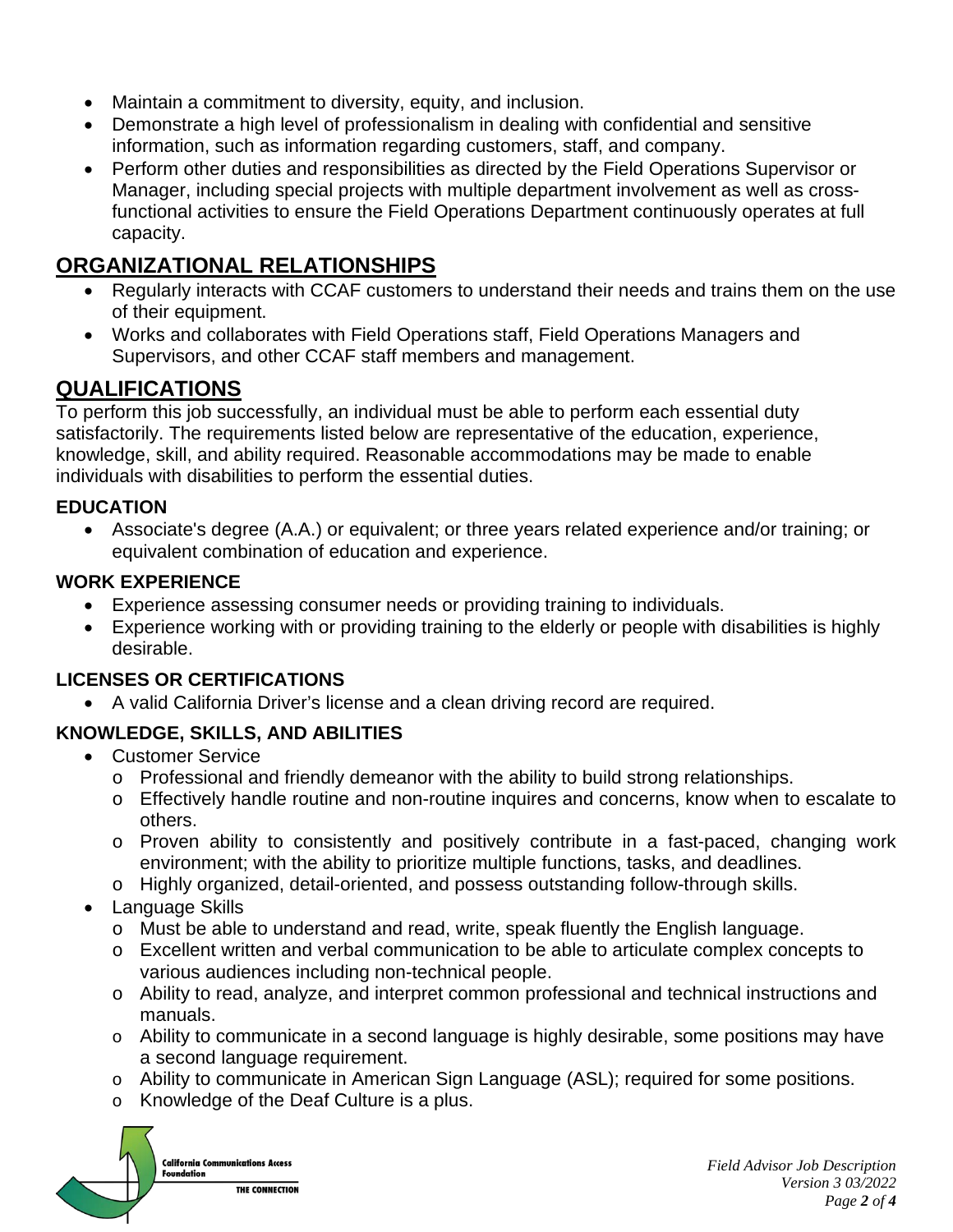- Maintain a commitment to diversity, equity, and inclusion.
- Demonstrate a high level of professionalism in dealing with confidential and sensitive information, such as information regarding customers, staff, and company.
- Perform other duties and responsibilities as directed by the Field Operations Supervisor or Manager, including special projects with multiple department involvement as well as cross-functional activities to ensure the Field Operations Department continuously operates at full capacity.

## ORGANIZATIONAL RELATIONSHIPS

- Regularly interacts with CCAF customers to understand their needs and trains them on the use of their equipment.
- Works and collaborates with Field Operations staff, Field Operations Managers and Supervisors, and other CCAF staff members and management.

## QUALIFICATIONS

To perform this job successfully, an individual must be able to perform each essential duty satisfactorily. The requirements listed below are representative of the education, experience, knowledge, skill, and ability required. Reasonable accommodations may be made to enable individuals with disabilities to perform the essential duties.

### EDUCATION

- Associate's degree (A.A.) or equivalent; or three years related experience and/or training; or equivalent combination of education and experience.

### WORK EXPERIENCE

- Experience assessing consumer needs or providing training to individuals.
- Experience working with or providing training to the elderly or people with disabilities is highly desirable.

### LICENSES OR CERTIFICATIONS

- A valid California Driver's license and a clean driving record are required.

### KNOWLEDGE, SKILLS, AND ABILITIES

- Customer Service
  - Professional and friendly demeanor with the ability to build strong relationships.
  - Effectively handle routine and non-routine inquires and concerns, know when to escalate to others.
  - Proven ability to consistently and positively contribute in a fast-paced, changing work environment; with the ability to prioritize multiple functions, tasks, and deadlines.
  - Highly organized, detail-oriented, and possess outstanding follow-through skills.
- Language Skills
  - Must be able to understand and read, write, speak fluently the English language.
  - Excellent written and verbal communication to be able to articulate complex concepts to various audiences including non-technical people.
  - Ability to read, analyze, and interpret common professional and technical instructions and manuals.
  - Ability to communicate in a second language is highly desirable, some positions may have a second language requirement.
  - Ability to communicate in American Sign Language (ASL); required for some positions.
  - Knowledge of the Deaf Culture is a plus.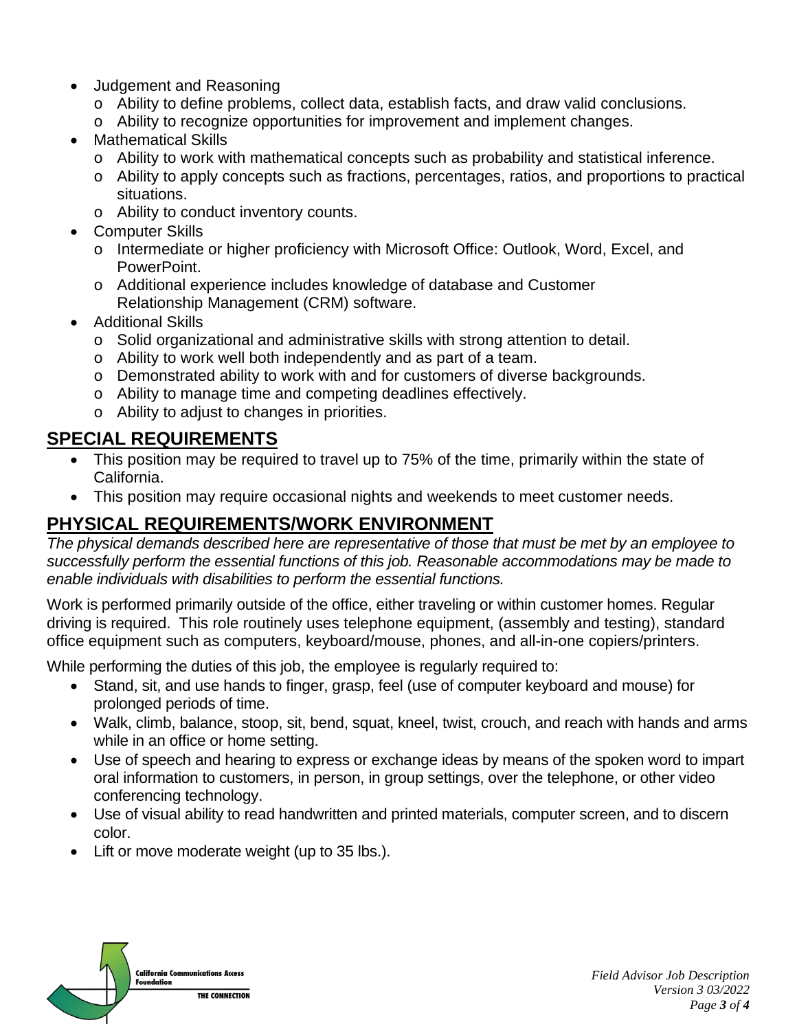- Judgement and Reasoning
  - Ability to define problems, collect data, establish facts, and draw valid conclusions.
  - Ability to recognize opportunities for improvement and implement changes.
- Mathematical Skills
  - Ability to work with mathematical concepts such as probability and statistical inference.
  - Ability to apply concepts such as fractions, percentages, ratios, and proportions to practical situations.
  - Ability to conduct inventory counts.
- Computer Skills
  - Intermediate or higher proficiency with Microsoft Office: Outlook, Word, Excel, and PowerPoint.
  - Additional experience includes knowledge of database and Customer Relationship Management (CRM) software.
- Additional Skills
  - Solid organizational and administrative skills with strong attention to detail.
  - Ability to work well both independently and as part of a team.
  - Demonstrated ability to work with and for customers of diverse backgrounds.
  - Ability to manage time and competing deadlines effectively.
  - Ability to adjust to changes in priorities.

## SPECIAL REQUIREMENTS

- This position may be required to travel up to 75% of the time, primarily within the state of California.
- This position may require occasional nights and weekends to meet customer needs.

## PHYSICAL REQUIREMENTS/WORK ENVIRONMENT

*The physical demands described here are representative of those that must be met by an employee to successfully perform the essential functions of this job. Reasonable accommodations may be made to enable individuals with disabilities to perform the essential functions.*

Work is performed primarily outside of the office, either traveling or within customer homes. Regular driving is required. This role routinely uses telephone equipment, (assembly and testing), standard office equipment such as computers, keyboard/mouse, phones, and all-in-one copiers/printers.

While performing the duties of this job, the employee is regularly required to:

- Stand, sit, and use hands to finger, grasp, feel (use of computer keyboard and mouse) for prolonged periods of time.
- Walk, climb, balance, stoop, sit, bend, squat, kneel, twist, crouch, and reach with hands and arms while in an office or home setting.
- Use of speech and hearing to express or exchange ideas by means of the spoken word to impart oral information to customers, in person, in group settings, over the telephone, or other video conferencing technology.
- Use of visual ability to read handwritten and printed materials, computer screen, and to discern color.
- Lift or move moderate weight (up to 35 lbs.).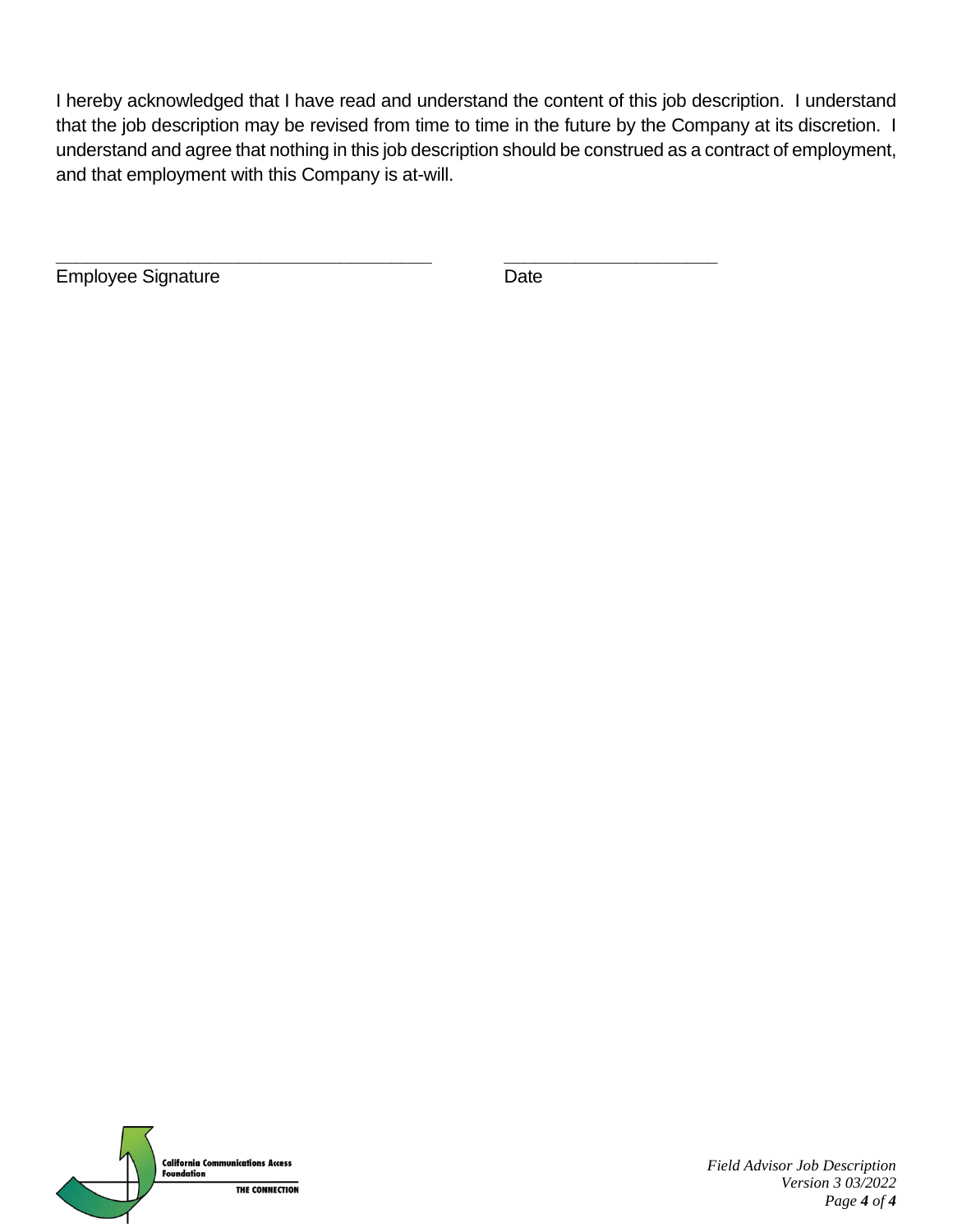I hereby acknowledged that I have read and understand the content of this job description. I understand that the job description may be revised from time to time in the future by the Company at its discretion. I understand and agree that nothing in this job description should be construed as a contract of employment, and that employment with this Company is at-will.

_______________________________________ &nbsp;&nbsp;&nbsp;&nbsp;&nbsp;&nbsp;&nbsp;&nbsp; ______________________

Employee Signature &nbsp;&nbsp;&nbsp;&nbsp;&nbsp;&nbsp;&nbsp;&nbsp;&nbsp;&nbsp;&nbsp;&nbsp;&nbsp;&nbsp;&nbsp;&nbsp;&nbsp;&nbsp;&nbsp;&nbsp;&nbsp;&nbsp;&nbsp;&nbsp;&nbsp;&nbsp;&nbsp;&nbsp;&nbsp;&nbsp;&nbsp;&nbsp;&nbsp;&nbsp;&nbsp;&nbsp;&nbsp;&nbsp;&nbsp;&nbsp; Date